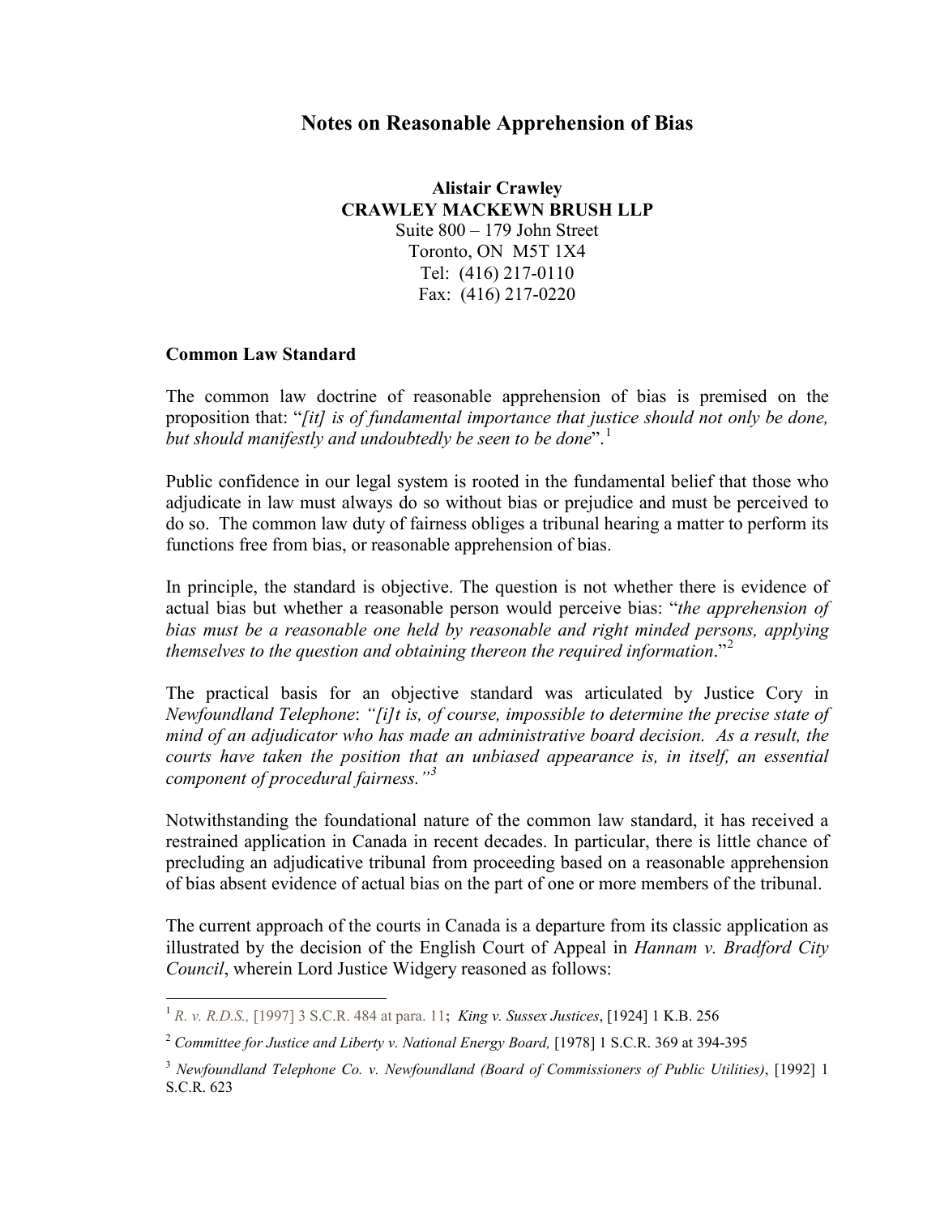# Notes on Reasonable Apprehension of Bias

**Alistair Crawley**
**CRAWLEY MACKEWN BRUSH LLP**
Suite 800 – 179 John Street
Toronto, ON M5T 1X4
Tel: (416) 217-0110
Fax: (416) 217-0220

## Common Law Standard

The common law doctrine of reasonable apprehension of bias is premised on the proposition that: "*[it] is of fundamental importance that justice should not only be done, but should manifestly and undoubtedly be seen to be done*".[1]

Public confidence in our legal system is rooted in the fundamental belief that those who adjudicate in law must always do so without bias or prejudice and must be perceived to do so. The common law duty of fairness obliges a tribunal hearing a matter to perform its functions free from bias, or reasonable apprehension of bias.

In principle, the standard is objective. The question is not whether there is evidence of actual bias but whether a reasonable person would perceive bias: "*the apprehension of bias must be a reasonable one held by reasonable and right minded persons, applying themselves to the question and obtaining thereon the required information*."[2]

The practical basis for an objective standard was articulated by Justice Cory in *Newfoundland Telephone*: *"[i]t is, of course, impossible to determine the precise state of mind of an adjudicator who has made an administrative board decision. As a result, the courts have taken the position that an unbiased appearance is, in itself, an essential component of procedural fairness."*[3]

Notwithstanding the foundational nature of the common law standard, it has received a restrained application in Canada in recent decades. In particular, there is little chance of precluding an adjudicative tribunal from proceeding based on a reasonable apprehension of bias absent evidence of actual bias on the part of one or more members of the tribunal.

The current approach of the courts in Canada is a departure from its classic application as illustrated by the decision of the English Court of Appeal in *Hannam v. Bradford City Council*, wherein Lord Justice Widgery reasoned as follows:

---

[1] *R. v. R.D.S.,* [1997] 3 S.C.R. 484 at para. 11**;** *King v. Sussex Justices*, [1924] 1 K.B. 256

[2] *Committee for Justice and Liberty v. National Energy Board,* [1978] 1 S.C.R. 369 at 394-395

[3] *Newfoundland Telephone Co. v. Newfoundland (Board of Commissioners of Public Utilities)*, [1992] 1 S.C.R. 623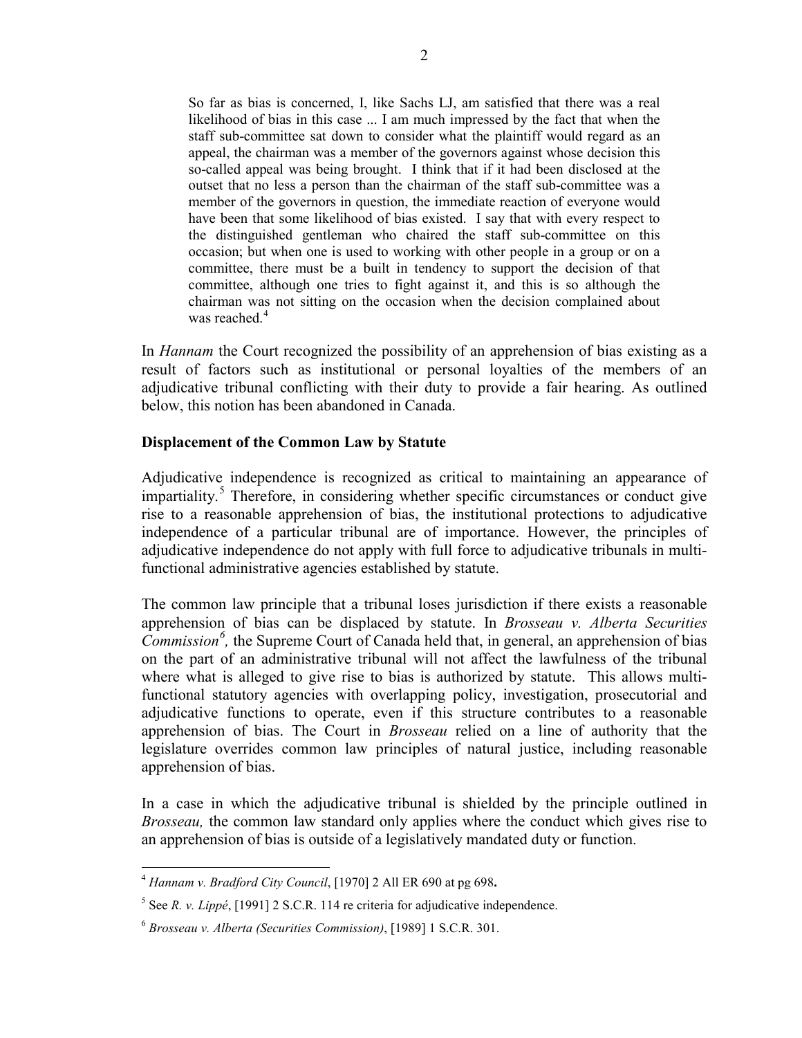> So far as bias is concerned, I, like Sachs LJ, am satisfied that there was a real likelihood of bias in this case ... I am much impressed by the fact that when the staff sub-committee sat down to consider what the plaintiff would regard as an appeal, the chairman was a member of the governors against whose decision this so-called appeal was being brought. I think that if it had been disclosed at the outset that no less a person than the chairman of the staff sub-committee was a member of the governors in question, the immediate reaction of everyone would have been that some likelihood of bias existed. I say that with every respect to the distinguished gentleman who chaired the staff sub-committee on this occasion; but when one is used to working with other people in a group or on a committee, there must be a built in tendency to support the decision of that committee, although one tries to fight against it, and this is so although the chairman was not sitting on the occasion when the decision complained about was reached.[4]

In *Hannam* the Court recognized the possibility of an apprehension of bias existing as a result of factors such as institutional or personal loyalties of the members of an adjudicative tribunal conflicting with their duty to provide a fair hearing. As outlined below, this notion has been abandoned in Canada.

**Displacement of the Common Law by Statute**

Adjudicative independence is recognized as critical to maintaining an appearance of impartiality.[5] Therefore, in considering whether specific circumstances or conduct give rise to a reasonable apprehension of bias, the institutional protections to adjudicative independence of a particular tribunal are of importance. However, the principles of adjudicative independence do not apply with full force to adjudicative tribunals in multi-functional administrative agencies established by statute.

The common law principle that a tribunal loses jurisdiction if there exists a reasonable apprehension of bias can be displaced by statute. In *Brosseau v. Alberta Securities Commission*[6]*,* the Supreme Court of Canada held that, in general, an apprehension of bias on the part of an administrative tribunal will not affect the lawfulness of the tribunal where what is alleged to give rise to bias is authorized by statute. This allows multi-functional statutory agencies with overlapping policy, investigation, prosecutorial and adjudicative functions to operate, even if this structure contributes to a reasonable apprehension of bias. The Court in *Brosseau* relied on a line of authority that the legislature overrides common law principles of natural justice, including reasonable apprehension of bias.

In a case in which the adjudicative tribunal is shielded by the principle outlined in *Brosseau,* the common law standard only applies where the conduct which gives rise to an apprehension of bias is outside of a legislatively mandated duty or function.

---

[4] *Hannam v. Bradford City Council*, [1970] 2 All ER 690 at pg 698**.**

[5] See *R. v. Lippé*, [1991] 2 S.C.R. 114 re criteria for adjudicative independence.

[6] *Brosseau v. Alberta (Securities Commission)*, [1989] 1 S.C.R. 301.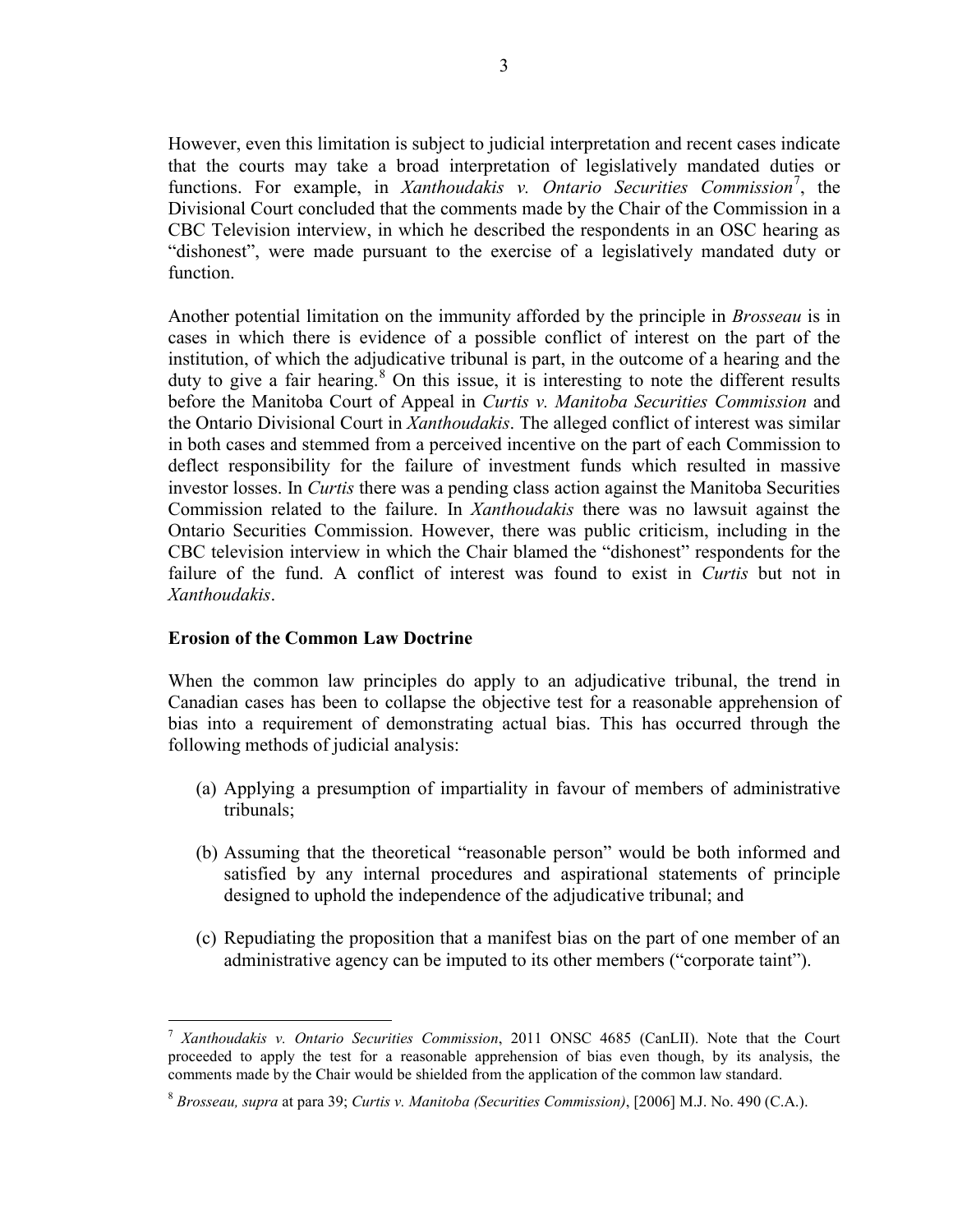However, even this limitation is subject to judicial interpretation and recent cases indicate that the courts may take a broad interpretation of legislatively mandated duties or functions. For example, in *Xanthoudakis v. Ontario Securities Commission*[7], the Divisional Court concluded that the comments made by the Chair of the Commission in a CBC Television interview, in which he described the respondents in an OSC hearing as "dishonest", were made pursuant to the exercise of a legislatively mandated duty or function.

Another potential limitation on the immunity afforded by the principle in *Brosseau* is in cases in which there is evidence of a possible conflict of interest on the part of the institution, of which the adjudicative tribunal is part, in the outcome of a hearing and the duty to give a fair hearing.[8] On this issue, it is interesting to note the different results before the Manitoba Court of Appeal in *Curtis v. Manitoba Securities Commission* and the Ontario Divisional Court in *Xanthoudakis*. The alleged conflict of interest was similar in both cases and stemmed from a perceived incentive on the part of each Commission to deflect responsibility for the failure of investment funds which resulted in massive investor losses. In *Curtis* there was a pending class action against the Manitoba Securities Commission related to the failure. In *Xanthoudakis* there was no lawsuit against the Ontario Securities Commission. However, there was public criticism, including in the CBC television interview in which the Chair blamed the "dishonest" respondents for the failure of the fund. A conflict of interest was found to exist in *Curtis* but not in *Xanthoudakis*.

**Erosion of the Common Law Doctrine**

When the common law principles do apply to an adjudicative tribunal, the trend in Canadian cases has been to collapse the objective test for a reasonable apprehension of bias into a requirement of demonstrating actual bias. This has occurred through the following methods of judicial analysis:

(a) Applying a presumption of impartiality in favour of members of administrative tribunals;

(b) Assuming that the theoretical "reasonable person" would be both informed and satisfied by any internal procedures and aspirational statements of principle designed to uphold the independence of the adjudicative tribunal; and

(c) Repudiating the proposition that a manifest bias on the part of one member of an administrative agency can be imputed to its other members ("corporate taint").

---

[7] *Xanthoudakis v. Ontario Securities Commission*, 2011 ONSC 4685 (CanLII). Note that the Court proceeded to apply the test for a reasonable apprehension of bias even though, by its analysis, the comments made by the Chair would be shielded from the application of the common law standard.

[8] *Brosseau, supra* at para 39; *Curtis v. Manitoba (Securities Commission)*, [2006] M.J. No. 490 (C.A.).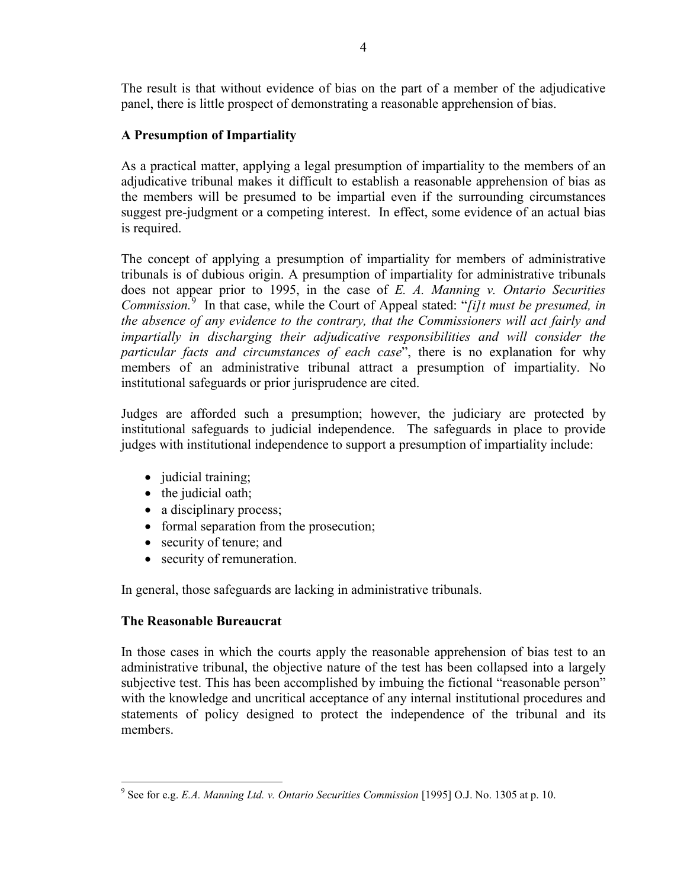The result is that without evidence of bias on the part of a member of the adjudicative panel, there is little prospect of demonstrating a reasonable apprehension of bias.

**A Presumption of Impartiality**

As a practical matter, applying a legal presumption of impartiality to the members of an adjudicative tribunal makes it difficult to establish a reasonable apprehension of bias as the members will be presumed to be impartial even if the surrounding circumstances suggest pre-judgment or a competing interest. In effect, some evidence of an actual bias is required.

The concept of applying a presumption of impartiality for members of administrative tribunals is of dubious origin. A presumption of impartiality for administrative tribunals does not appear prior to 1995, in the case of *E. A. Manning v. Ontario Securities Commission.*[9] In that case, while the Court of Appeal stated: "*[i]t must be presumed, in the absence of any evidence to the contrary, that the Commissioners will act fairly and impartially in discharging their adjudicative responsibilities and will consider the particular facts and circumstances of each case*", there is no explanation for why members of an administrative tribunal attract a presumption of impartiality. No institutional safeguards or prior jurisprudence are cited.

Judges are afforded such a presumption; however, the judiciary are protected by institutional safeguards to judicial independence. The safeguards in place to provide judges with institutional independence to support a presumption of impartiality include:

- judicial training;
- the judicial oath;
- a disciplinary process;
- formal separation from the prosecution;
- security of tenure; and
- security of remuneration.

In general, those safeguards are lacking in administrative tribunals.

**The Reasonable Bureaucrat**

In those cases in which the courts apply the reasonable apprehension of bias test to an administrative tribunal, the objective nature of the test has been collapsed into a largely subjective test. This has been accomplished by imbuing the fictional "reasonable person" with the knowledge and uncritical acceptance of any internal institutional procedures and statements of policy designed to protect the independence of the tribunal and its members.

[9] See for e.g. *E.A. Manning Ltd. v. Ontario Securities Commission* [1995] O.J. No. 1305 at p. 10.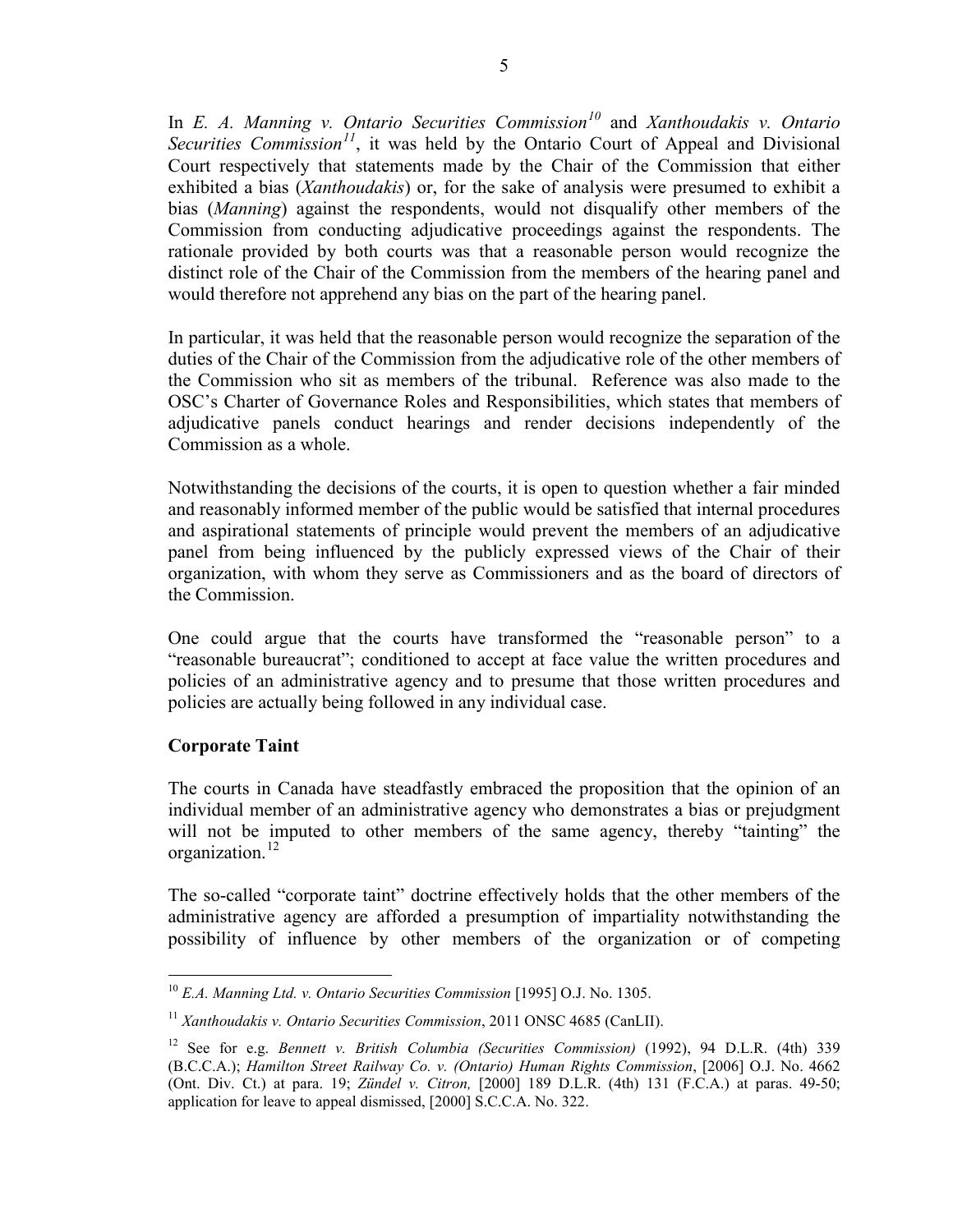In *E. A. Manning v. Ontario Securities Commission*[10] and *Xanthoudakis v. Ontario Securities Commission*[11], it was held by the Ontario Court of Appeal and Divisional Court respectively that statements made by the Chair of the Commission that either exhibited a bias (*Xanthoudakis*) or, for the sake of analysis were presumed to exhibit a bias (*Manning*) against the respondents, would not disqualify other members of the Commission from conducting adjudicative proceedings against the respondents. The rationale provided by both courts was that a reasonable person would recognize the distinct role of the Chair of the Commission from the members of the hearing panel and would therefore not apprehend any bias on the part of the hearing panel.

In particular, it was held that the reasonable person would recognize the separation of the duties of the Chair of the Commission from the adjudicative role of the other members of the Commission who sit as members of the tribunal. Reference was also made to the OSC's Charter of Governance Roles and Responsibilities, which states that members of adjudicative panels conduct hearings and render decisions independently of the Commission as a whole.

Notwithstanding the decisions of the courts, it is open to question whether a fair minded and reasonably informed member of the public would be satisfied that internal procedures and aspirational statements of principle would prevent the members of an adjudicative panel from being influenced by the publicly expressed views of the Chair of their organization, with whom they serve as Commissioners and as the board of directors of the Commission.

One could argue that the courts have transformed the "reasonable person" to a "reasonable bureaucrat"; conditioned to accept at face value the written procedures and policies of an administrative agency and to presume that those written procedures and policies are actually being followed in any individual case.

**Corporate Taint**

The courts in Canada have steadfastly embraced the proposition that the opinion of an individual member of an administrative agency who demonstrates a bias or prejudgment will not be imputed to other members of the same agency, thereby "tainting" the organization.[12]

The so-called "corporate taint" doctrine effectively holds that the other members of the administrative agency are afforded a presumption of impartiality notwithstanding the possibility of influence by other members of the organization or of competing

---

[10] *E.A. Manning Ltd. v. Ontario Securities Commission* [1995] O.J. No. 1305.

[11] *Xanthoudakis v. Ontario Securities Commission*, 2011 ONSC 4685 (CanLII).

[12] See for e.g. *Bennett v. British Columbia (Securities Commission)* (1992), 94 D.L.R. (4th) 339 (B.C.C.A.); *Hamilton Street Railway Co. v. (Ontario) Human Rights Commission*, [2006] O.J. No. 4662 (Ont. Div. Ct.) at para. 19; *Zündel v. Citron,* [2000] 189 D.L.R. (4th) 131 (F.C.A.) at paras. 49-50; application for leave to appeal dismissed, [2000] S.C.C.A. No. 322.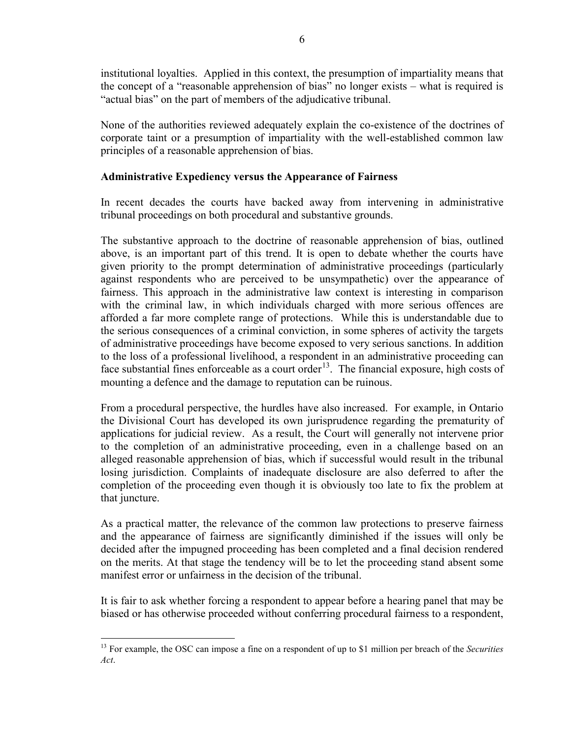institutional loyalties. Applied in this context, the presumption of impartiality means that the concept of a "reasonable apprehension of bias" no longer exists – what is required is "actual bias" on the part of members of the adjudicative tribunal.

None of the authorities reviewed adequately explain the co-existence of the doctrines of corporate taint or a presumption of impartiality with the well-established common law principles of a reasonable apprehension of bias.

**Administrative Expediency versus the Appearance of Fairness**

In recent decades the courts have backed away from intervening in administrative tribunal proceedings on both procedural and substantive grounds.

The substantive approach to the doctrine of reasonable apprehension of bias, outlined above, is an important part of this trend. It is open to debate whether the courts have given priority to the prompt determination of administrative proceedings (particularly against respondents who are perceived to be unsympathetic) over the appearance of fairness. This approach in the administrative law context is interesting in comparison with the criminal law, in which individuals charged with more serious offences are afforded a far more complete range of protections. While this is understandable due to the serious consequences of a criminal conviction, in some spheres of activity the targets of administrative proceedings have become exposed to very serious sanctions. In addition to the loss of a professional livelihood, a respondent in an administrative proceeding can face substantial fines enforceable as a court order[13]. The financial exposure, high costs of mounting a defence and the damage to reputation can be ruinous.

From a procedural perspective, the hurdles have also increased. For example, in Ontario the Divisional Court has developed its own jurisprudence regarding the prematurity of applications for judicial review. As a result, the Court will generally not intervene prior to the completion of an administrative proceeding, even in a challenge based on an alleged reasonable apprehension of bias, which if successful would result in the tribunal losing jurisdiction. Complaints of inadequate disclosure are also deferred to after the completion of the proceeding even though it is obviously too late to fix the problem at that juncture.

As a practical matter, the relevance of the common law protections to preserve fairness and the appearance of fairness are significantly diminished if the issues will only be decided after the impugned proceeding has been completed and a final decision rendered on the merits. At that stage the tendency will be to let the proceeding stand absent some manifest error or unfairness in the decision of the tribunal.

It is fair to ask whether forcing a respondent to appear before a hearing panel that may be biased or has otherwise proceeded without conferring procedural fairness to a respondent,

---

[13] For example, the OSC can impose a fine on a respondent of up to \$1 million per breach of the *Securities Act*.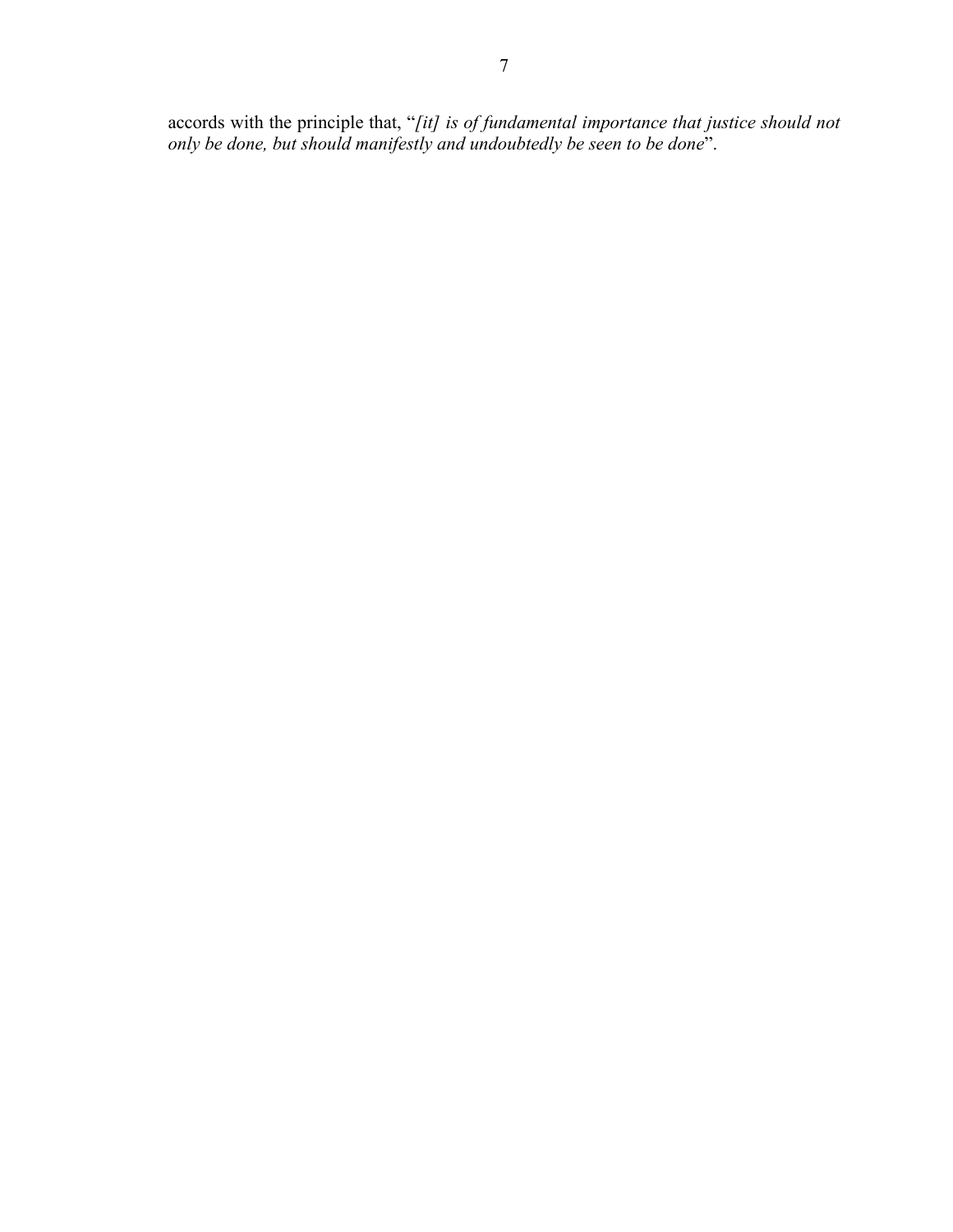accords with the principle that, "*[it] is of fundamental importance that justice should not only be done, but should manifestly and undoubtedly be seen to be done*".